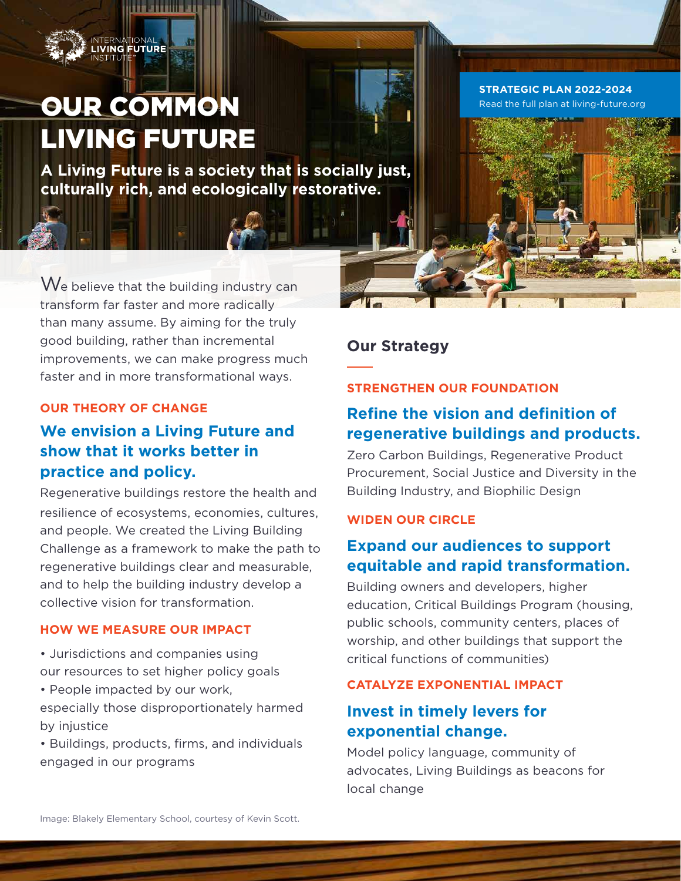INTERNATIONAL LIVING FUTURE INSTITUTE™

# OUR COMMON LIVING FUTURE

**A Living Future is a society that is socially just, culturally rich, and ecologically restorative.**

**STRATEGIC PLAN 2022-2024**
Read the full plan at living-future.org

We believe that the building industry can transform far faster and more radically than many assume. By aiming for the truly good building, rather than incremental improvements, we can make progress much faster and in more transformational ways.

### OUR THEORY OF CHANGE

## We envision a Living Future and show that it works better in practice and policy.

Regenerative buildings restore the health and resilience of ecosystems, economies, cultures, and people. We created the Living Building Challenge as a framework to make the path to regenerative buildings clear and measurable, and to help the building industry develop a collective vision for transformation.

### HOW WE MEASURE OUR IMPACT

- Jurisdictions and companies using our resources to set higher policy goals
- People impacted by our work, especially those disproportionately harmed by injustice
- Buildings, products, firms, and individuals engaged in our programs

## Our Strategy

### STRENGTHEN OUR FOUNDATION

## Refine the vision and definition of regenerative buildings and products.

Zero Carbon Buildings, Regenerative Product Procurement, Social Justice and Diversity in the Building Industry, and Biophilic Design

### WIDEN OUR CIRCLE

## Expand our audiences to support equitable and rapid transformation.

Building owners and developers, higher education, Critical Buildings Program (housing, public schools, community centers, places of worship, and other buildings that support the critical functions of communities)

### CATALYZE EXPONENTIAL IMPACT

## Invest in timely levers for exponential change.

Model policy language, community of advocates, Living Buildings as beacons for local change

Image: Blakely Elementary School, courtesy of Kevin Scott.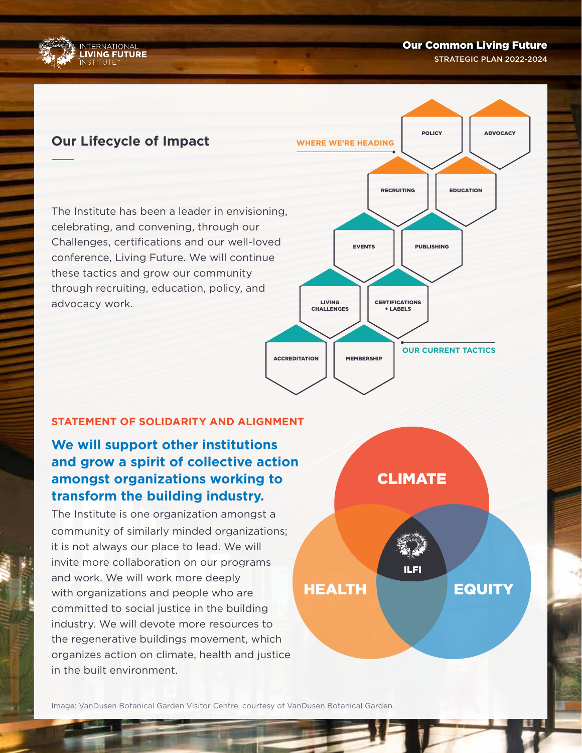## Our Lifecycle of Impact

The Institute has been a leader in envisioning, celebrating, and convening, through our Challenges, certifications and our well-loved conference, Living Future. We will continue these tactics and grow our community through recruiting, education, policy, and advocacy work.

WHERE WE'RE HEADING

POLICY

ADVOCACY

RECRUITING

EDUCATION

EVENTS

PUBLISHING

LIVING CHALLENGES

CERTIFICATIONS + LABELS

ACCREDITATION

MEMBERSHIP

OUR CURRENT TACTICS

### STATEMENT OF SOLIDARITY AND ALIGNMENT

**We will support other institutions and grow a spirit of collective action amongst organizations working to transform the building industry.**

The Institute is one organization amongst a community of similarly minded organizations; it is not always our place to lead. We will invite more collaboration on our programs and work. We will work more deeply with organizations and people who are committed to social justice in the building industry. We will devote more resources to the regenerative buildings movement, which organizes action on climate, health and justice in the built environment.

CLIMATE

HEALTH

EQUITY

ILFI

Image: VanDusen Botanical Garden Visitor Centre, courtesy of VanDusen Botanical Garden.